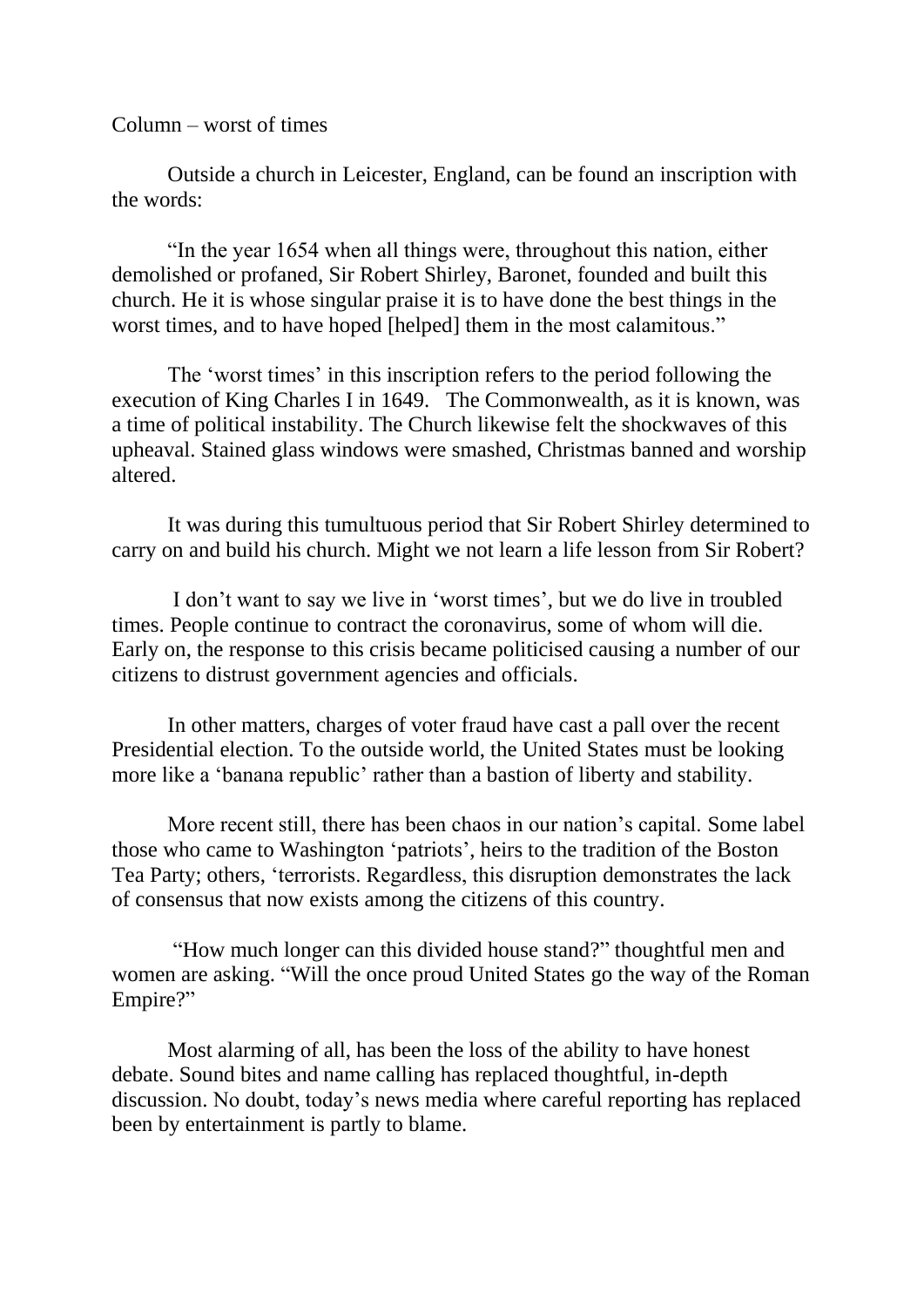Column – worst of times

Outside a church in Leicester, England, can be found an inscription with the words:

"In the year 1654 when all things were, throughout this nation, either demolished or profaned, Sir Robert Shirley, Baronet, founded and built this church. He it is whose singular praise it is to have done the best things in the worst times, and to have hoped [helped] them in the most calamitous."

The 'worst times' in this inscription refers to the period following the execution of King Charles I in 1649. The Commonwealth, as it is known, was a time of political instability. The Church likewise felt the shockwaves of this upheaval. Stained glass windows were smashed, Christmas banned and worship altered.

It was during this tumultuous period that Sir Robert Shirley determined to carry on and build his church. Might we not learn a life lesson from Sir Robert?

I don't want to say we live in 'worst times', but we do live in troubled times. People continue to contract the coronavirus, some of whom will die. Early on, the response to this crisis became politicised causing a number of our citizens to distrust government agencies and officials.

In other matters, charges of voter fraud have cast a pall over the recent Presidential election. To the outside world, the United States must be looking more like a 'banana republic' rather than a bastion of liberty and stability.

More recent still, there has been chaos in our nation's capital. Some label those who came to Washington 'patriots', heirs to the tradition of the Boston Tea Party; others, 'terrorists. Regardless, this disruption demonstrates the lack of consensus that now exists among the citizens of this country.

"How much longer can this divided house stand?" thoughtful men and women are asking. "Will the once proud United States go the way of the Roman Empire?"

Most alarming of all, has been the loss of the ability to have honest debate. Sound bites and name calling has replaced thoughtful, in-depth discussion. No doubt, today's news media where careful reporting has replaced been by entertainment is partly to blame.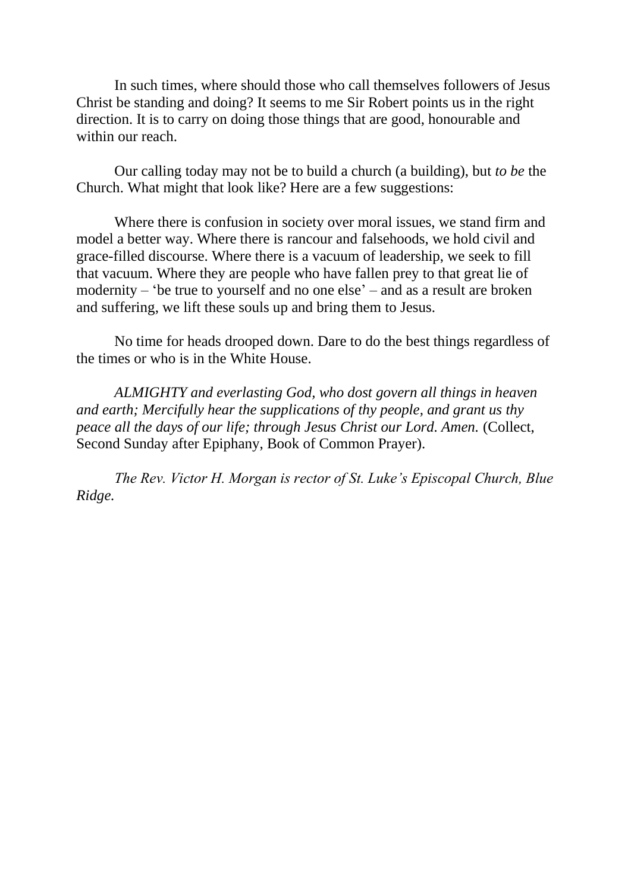In such times, where should those who call themselves followers of Jesus Christ be standing and doing? It seems to me Sir Robert points us in the right direction. It is to carry on doing those things that are good, honourable and within our reach.

Our calling today may not be to build a church (a building), but *to be* the Church. What might that look like? Here are a few suggestions:

Where there is confusion in society over moral issues, we stand firm and model a better way. Where there is rancour and falsehoods, we hold civil and grace-filled discourse. Where there is a vacuum of leadership, we seek to fill that vacuum. Where they are people who have fallen prey to that great lie of modernity – 'be true to yourself and no one else' – and as a result are broken and suffering, we lift these souls up and bring them to Jesus.

No time for heads drooped down. Dare to do the best things regardless of the times or who is in the White House.

*ALMIGHTY and everlasting God, who dost govern all things in heaven and earth; Mercifully hear the supplications of thy people, and grant us thy peace all the days of our life; through Jesus Christ our Lord. Amen.* (Collect, Second Sunday after Epiphany, Book of Common Prayer).

*The Rev. Victor H. Morgan is rector of St. Luke's Episcopal Church, Blue Ridge.*